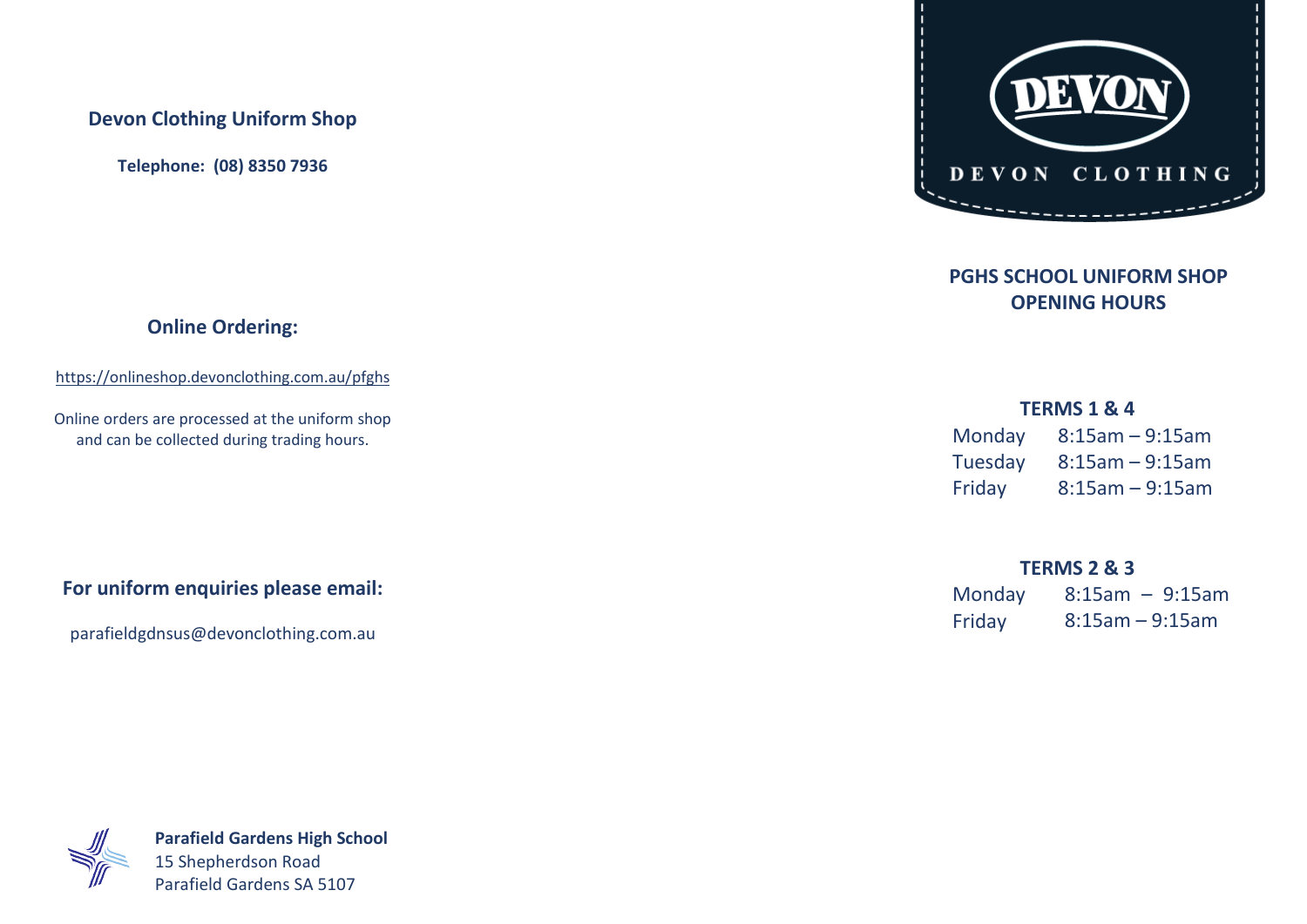## Devon Clothing Uniform Shop

**Telephone: (08) 8350 7936**

### Online Ordering:

https://onlineshop.devonclothing.com.au/pfghs

Online orders are processed at the uniform shop and can be collected during trading hours.

### For uniform enquiries please email:

parafieldgdnsus@devonclothing.com.au

**Parafield Gardens High School**
15 Shepherdson Road
Parafield Gardens SA 5107

DEVON

DEVON CLOTHING

## PGHS SCHOOL UNIFORM SHOP OPENING HOURS

**TERMS 1 & 4**

| Day | Hours |
|---|---|
| Monday | 8:15am – 9:15am |
| Tuesday | 8:15am – 9:15am |
| Friday | 8:15am – 9:15am |

**TERMS 2 & 3**

| Day | Hours |
|---|---|
| Monday | 8:15am – 9:15am |
| Friday | 8:15am – 9:15am |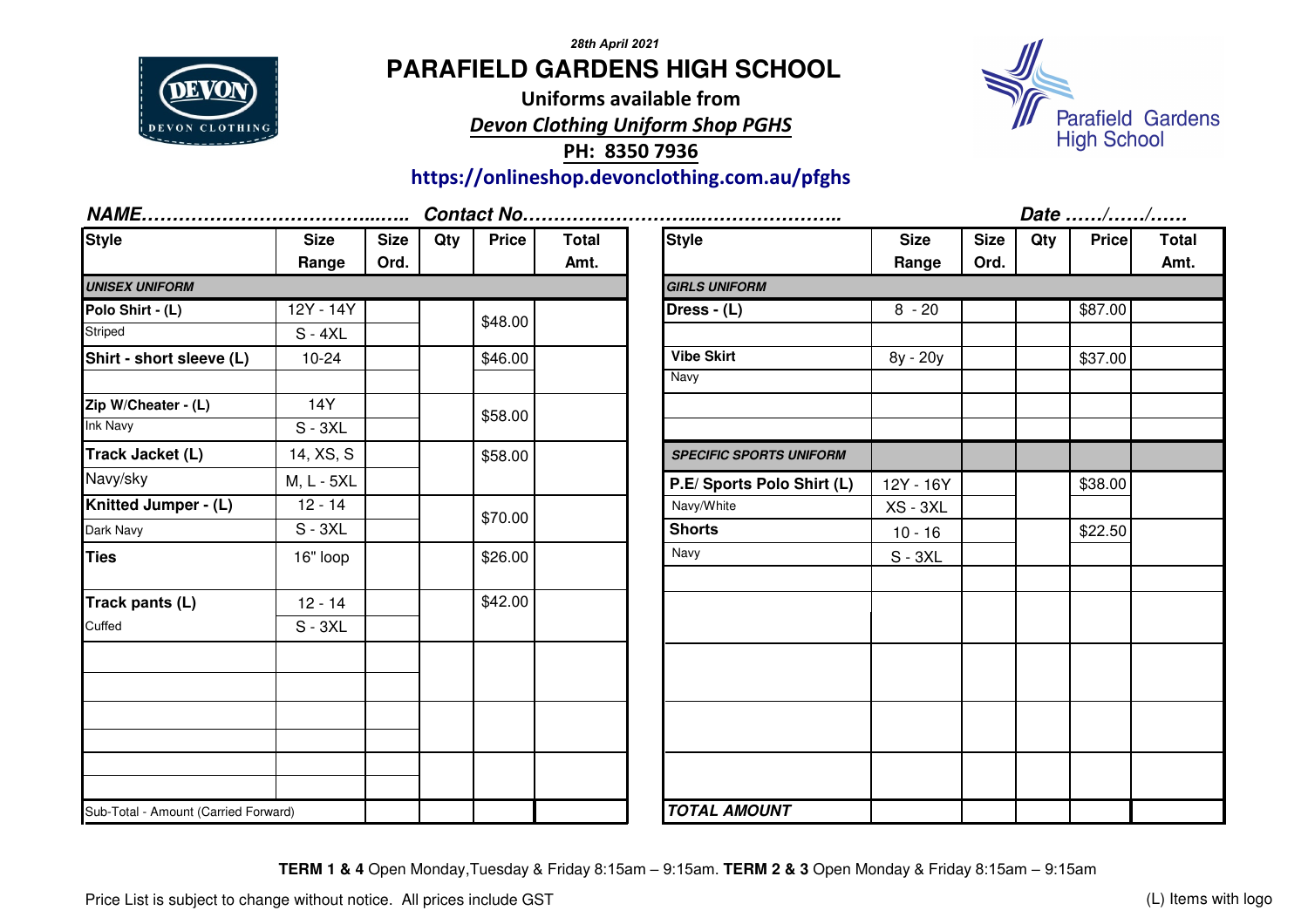*28th April 2021*

# PARAFIELD GARDENS HIGH SCHOOL

**Uniforms available from**

***Devon Clothing Uniform Shop PGHS***

**PH: 8350 7936**

**https://onlineshop.devonclothing.com.au/pfghs**

***NAME………………………………..….. Contact No……………………..………………….. Date ……/……/……***

| Style | Size Range | Size Ord. | Qty | Price | Total Amt. |
|---|---|---|---|---|---|
| ***UNISEX UNIFORM*** | | | | | |
| **Polo Shirt - (L)** | 12Y - 14Y | | | $48.00 | |
| Striped | S - 4XL | | | | |
| **Shirt - short sleeve (L)** | 10-24 | | | $46.00 | |
| **Zip W/Cheater - (L)** | 14Y | | | $58.00 | |
| Ink Navy | S - 3XL | | | | |
| **Track Jacket (L)** | 14, XS, S | | | $58.00 | |
| Navy/sky | M, L - 5XL | | | | |
| **Knitted Jumper - (L)** | 12 - 14 | | | $70.00 | |
| Dark Navy | S - 3XL | | | | |
| **Ties** | 16" loop | | | $26.00 | |
| **Track pants (L)** | 12 - 14 | | | $42.00 | |
| Cuffed | S - 3XL | | | | |
| Sub-Total - Amount (Carried Forward) | | | | | |

| Style | Size Range | Size Ord. | Qty | Price | Total Amt. |
|---|---|---|---|---|---|
| ***GIRLS UNIFORM*** | | | | | |
| **Dress - (L)** | 8 - 20 | | | $87.00 | |
| **Vibe Skirt** | 8y - 20y | | | $37.00 | |
| Navy | | | | | |
| ***SPECIFIC SPORTS UNIFORM*** | | | | | |
| **P.E/ Sports Polo Shirt (L)** | 12Y - 16Y | | | $38.00 | |
| Navy/White | XS - 3XL | | | | |
| **Shorts** | 10 - 16 | | | $22.50 | |
| Navy | S - 3XL | | | | |
| ***TOTAL AMOUNT*** | | | | | |

**TERM 1 & 4** Open Monday,Tuesday & Friday 8:15am – 9:15am. **TERM 2 & 3** Open Monday & Friday 8:15am – 9:15am

Price List is subject to change without notice. All prices include GST

(L) Items with logo